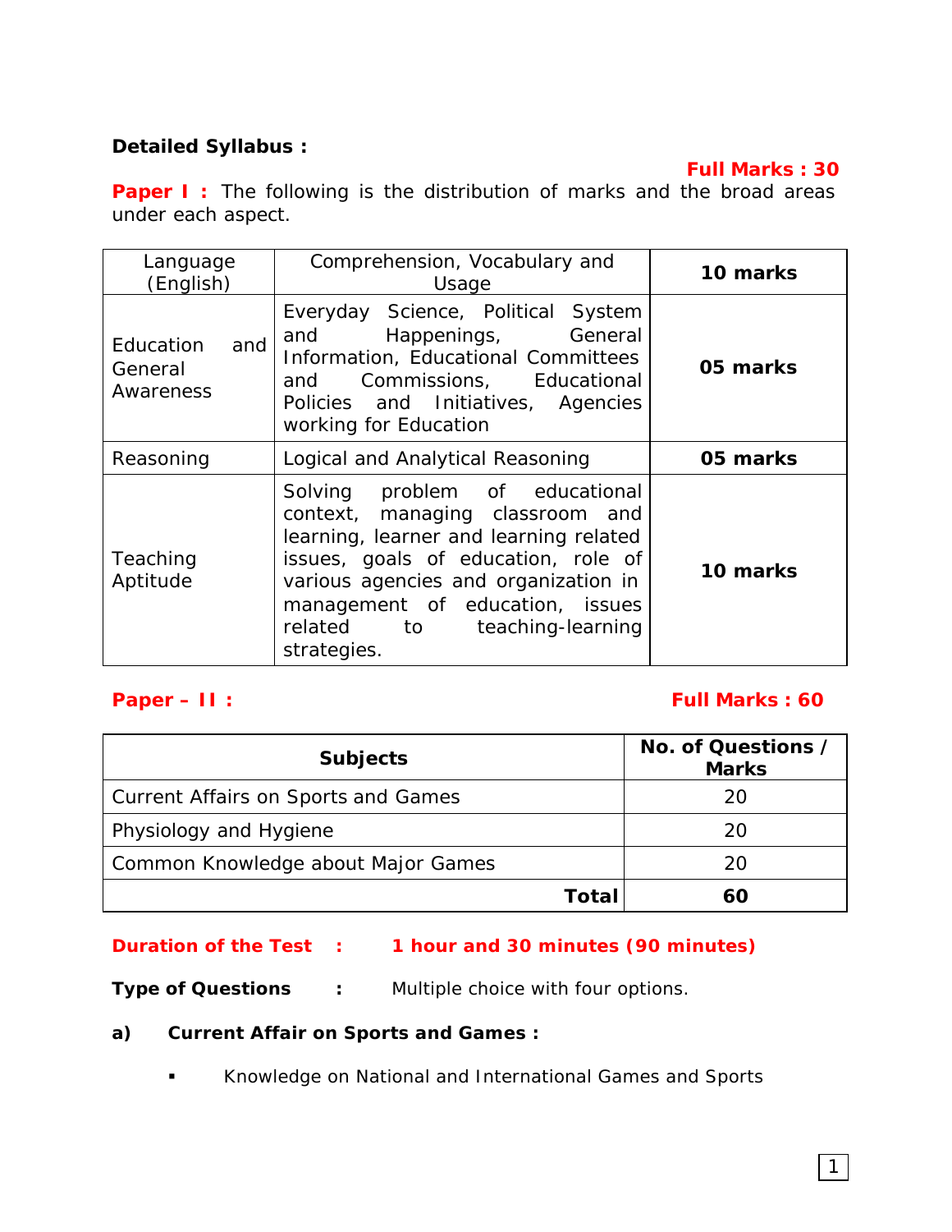**Detailed Syllabus :**

**Full Marks : 30**

**Paper I :** The following is the distribution of marks and the broad areas under each aspect.

| Language (English) | Comprehension, Vocabulary and Usage | **10 marks** |
|---|---|---|
| Education and General Awareness | Everyday Science, Political System and Happenings, General Information, Educational Committees and Commissions, Educational Policies and Initiatives, Agencies working for Education | **05 marks** |
| Reasoning | Logical and Analytical Reasoning | **05 marks** |
| Teaching Aptitude | Solving problem of educational context, managing classroom and learning, learner and learning related issues, goals of education, role of various agencies and organization in management of education, issues related to teaching-learning strategies. | **10 marks** |

**Paper – II :** **Full Marks : 60**

| **Subjects** | **No. of Questions / Marks** |
|---|---|
| Current Affairs on Sports and Games | 20 |
| Physiology and Hygiene | 20 |
| Common Knowledge about Major Games | 20 |
| **Total** | **60** |

**Duration of the Test : 1 hour and 30 minutes (90 minutes)**

**Type of Questions :** Multiple choice with four options.

**a) Current Affair on Sports and Games :**

- Knowledge on National and International Games and Sports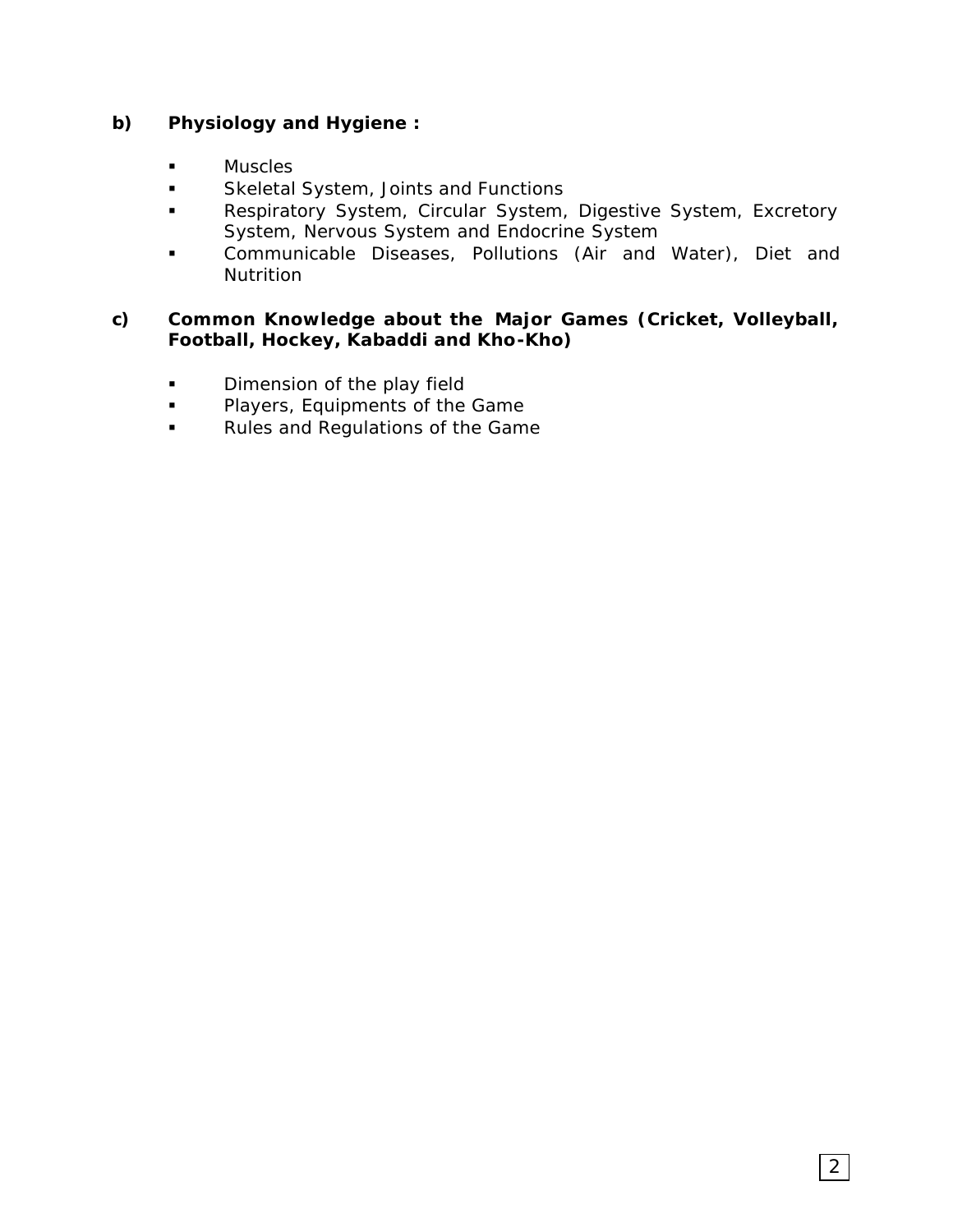**b) Physiology and Hygiene :**

- Muscles
- Skeletal System, Joints and Functions
- Respiratory System, Circular System, Digestive System, Excretory System, Nervous System and Endocrine System
- Communicable Diseases, Pollutions (Air and Water), Diet and Nutrition

**c) Common Knowledge about the Major Games (Cricket, Volleyball, Football, Hockey, Kabaddi and Kho-Kho)**

- Dimension of the play field
- Players, Equipments of the Game
- Rules and Regulations of the Game